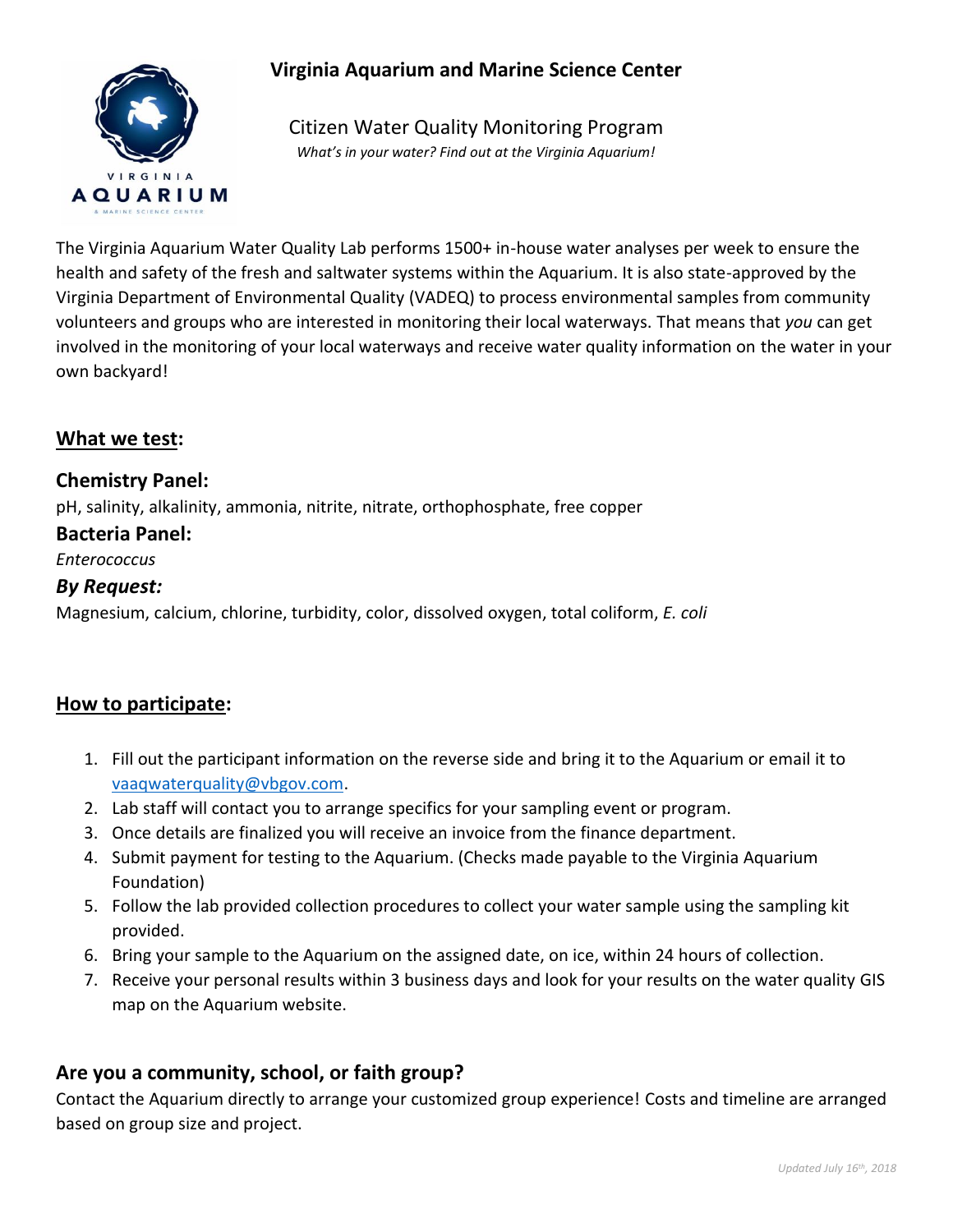# Virginia Aquarium and Marine Science Center

## Citizen Water Quality Monitoring Program

*What's in your water? Find out at the Virginia Aquarium!*

The Virginia Aquarium Water Quality Lab performs 1500+ in-house water analyses per week to ensure the health and safety of the fresh and saltwater systems within the Aquarium. It is also state-approved by the Virginia Department of Environmental Quality (VADEQ) to process environmental samples from community volunteers and groups who are interested in monitoring their local waterways. That means that *you* can get involved in the monitoring of your local waterways and receive water quality information on the water in your own backyard!

## What we test:

### Chemistry Panel:

pH, salinity, alkalinity, ammonia, nitrite, nitrate, orthophosphate, free copper

### Bacteria Panel:

*Enterococcus*

### *By Request:*

Magnesium, calcium, chlorine, turbidity, color, dissolved oxygen, total coliform, *E. coli*

## How to participate:

1. Fill out the participant information on the reverse side and bring it to the Aquarium or email it to vaaqwaterquality@vbgov.com.
2. Lab staff will contact you to arrange specifics for your sampling event or program.
3. Once details are finalized you will receive an invoice from the finance department.
4. Submit payment for testing to the Aquarium. (Checks made payable to the Virginia Aquarium Foundation)
5. Follow the lab provided collection procedures to collect your water sample using the sampling kit provided.
6. Bring your sample to the Aquarium on the assigned date, on ice, within 24 hours of collection.
7. Receive your personal results within 3 business days and look for your results on the water quality GIS map on the Aquarium website.

### Are you a community, school, or faith group?

Contact the Aquarium directly to arrange your customized group experience! Costs and timeline are arranged based on group size and project.

*Updated July 16th, 2018*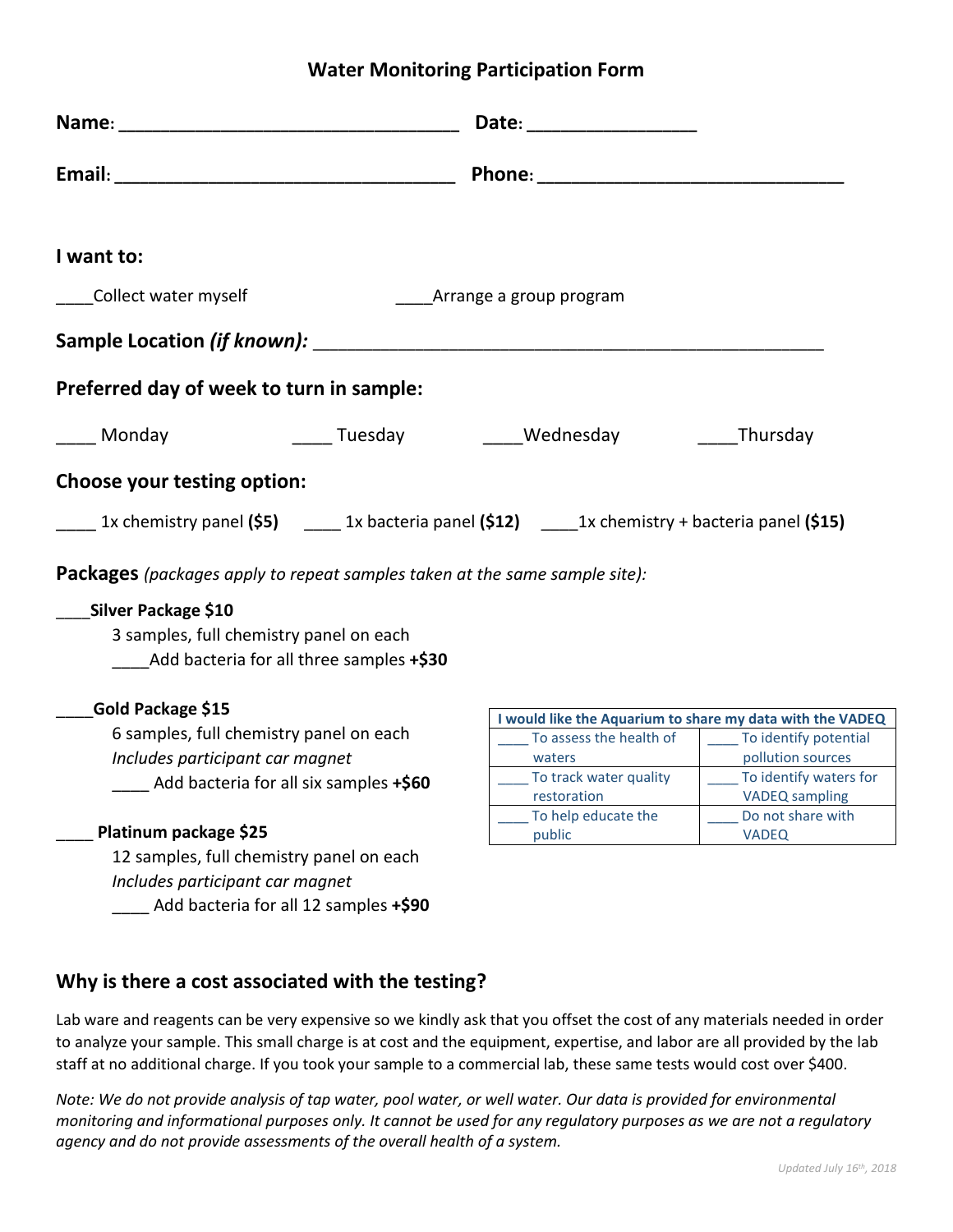# Water Monitoring Participation Form

**Name**: _________________________________ **Date**: ________________

**Email**: _________________________________ **Phone**: _____________________________

**I want to:**

____Collect water myself ____Arrange a group program

**Sample Location *(if known)*:** _____________________________________________________

**Preferred day of week to turn in sample:**

____ Monday ____ Tuesday ____Wednesday ____Thursday

**Choose your testing option:**

____ 1x chemistry panel **($5)** ____ 1x bacteria panel **($12)** ____1x chemistry + bacteria panel **($15)**

**Packages** *(packages apply to repeat samples taken at the same sample site)*:

____**Silver Package $10**

3 samples, full chemistry panel on each

____Add bacteria for all three samples **+$30**

____**Gold Package $15**

6 samples, full chemistry panel on each

*Includes participant car magnet*

____ Add bacteria for all six samples **+$60**

____ **Platinum package $25**

12 samples, full chemistry panel on each

*Includes participant car magnet*

____ Add bacteria for all 12 samples **+$90**

| **I would like the Aquarium to share my data with the VADEQ** | |
|---|---|
| ____ To assess the health of waters | ____ To identify potential pollution sources |
| ____ To track water quality restoration | ____ To identify waters for VADEQ sampling |
| ____ To help educate the public | ____ Do not share with VADEQ |

## Why is there a cost associated with the testing?

Lab ware and reagents can be very expensive so we kindly ask that you offset the cost of any materials needed in order to analyze your sample. This small charge is at cost and the equipment, expertise, and labor are all provided by the lab staff at no additional charge. If you took your sample to a commercial lab, these same tests would cost over $400.

*Note: We do not provide analysis of tap water, pool water, or well water. Our data is provided for environmental monitoring and informational purposes only. It cannot be used for any regulatory purposes as we are not a regulatory agency and do not provide assessments of the overall health of a system.*

*Updated July 16th, 2018*